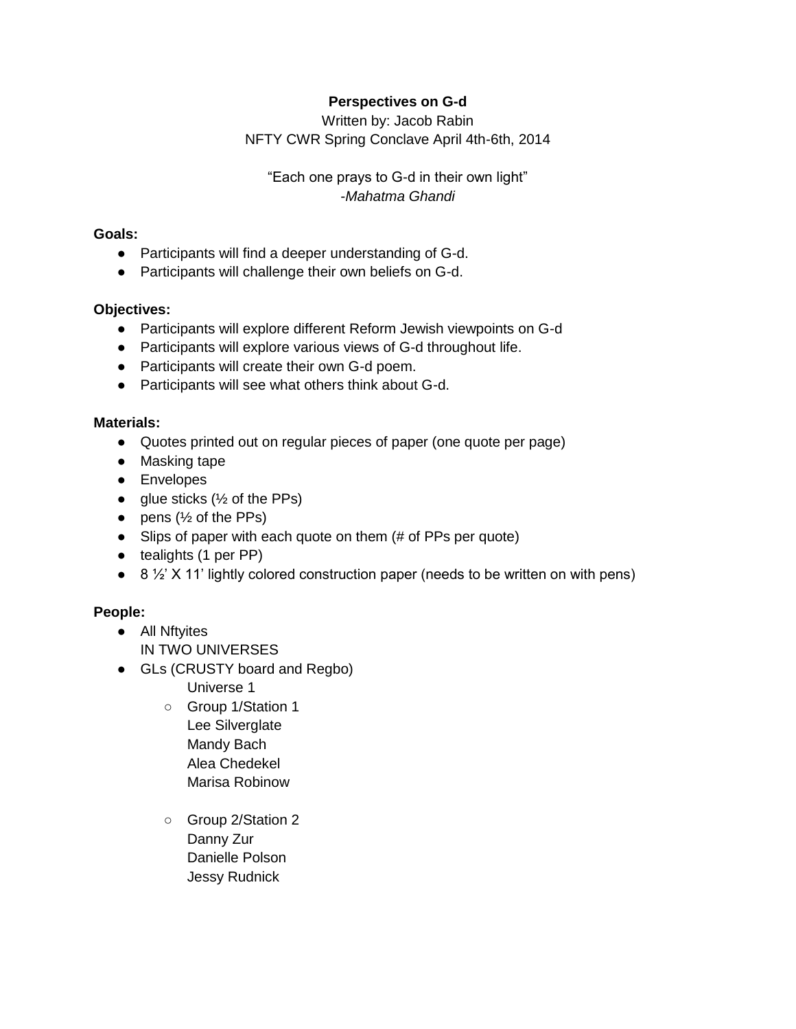**Perspectives on G-d**

Written by: Jacob Rabin

NFTY CWR Spring Conclave April 4th-6th, 2014

"Each one prays to G-d in their own light"

*-Mahatma Ghandi*

**Goals:**

- Participants will find a deeper understanding of G-d.
- Participants will challenge their own beliefs on G-d.

**Objectives:**

- Participants will explore different Reform Jewish viewpoints on G-d
- Participants will explore various views of G-d throughout life.
- Participants will create their own G-d poem.
- Participants will see what others think about G-d.

**Materials:**

- Quotes printed out on regular pieces of paper (one quote per page)
- Masking tape
- Envelopes
- glue sticks (½ of the PPs)
- pens (½ of the PPs)
- Slips of paper with each quote on them (# of PPs per quote)
- tealights (1 per PP)
- 8 ½' X 11' lightly colored construction paper (needs to be written on with pens)

**People:**

- All Nftyites
  IN TWO UNIVERSES
- GLs (CRUSTY board and Regbo)
  Universe 1
  - Group 1/Station 1
    Lee Silverglate
    Mandy Bach
    Alea Chedekel
    Marisa Robinow
  - Group 2/Station 2
    Danny Zur
    Danielle Polson
    Jessy Rudnick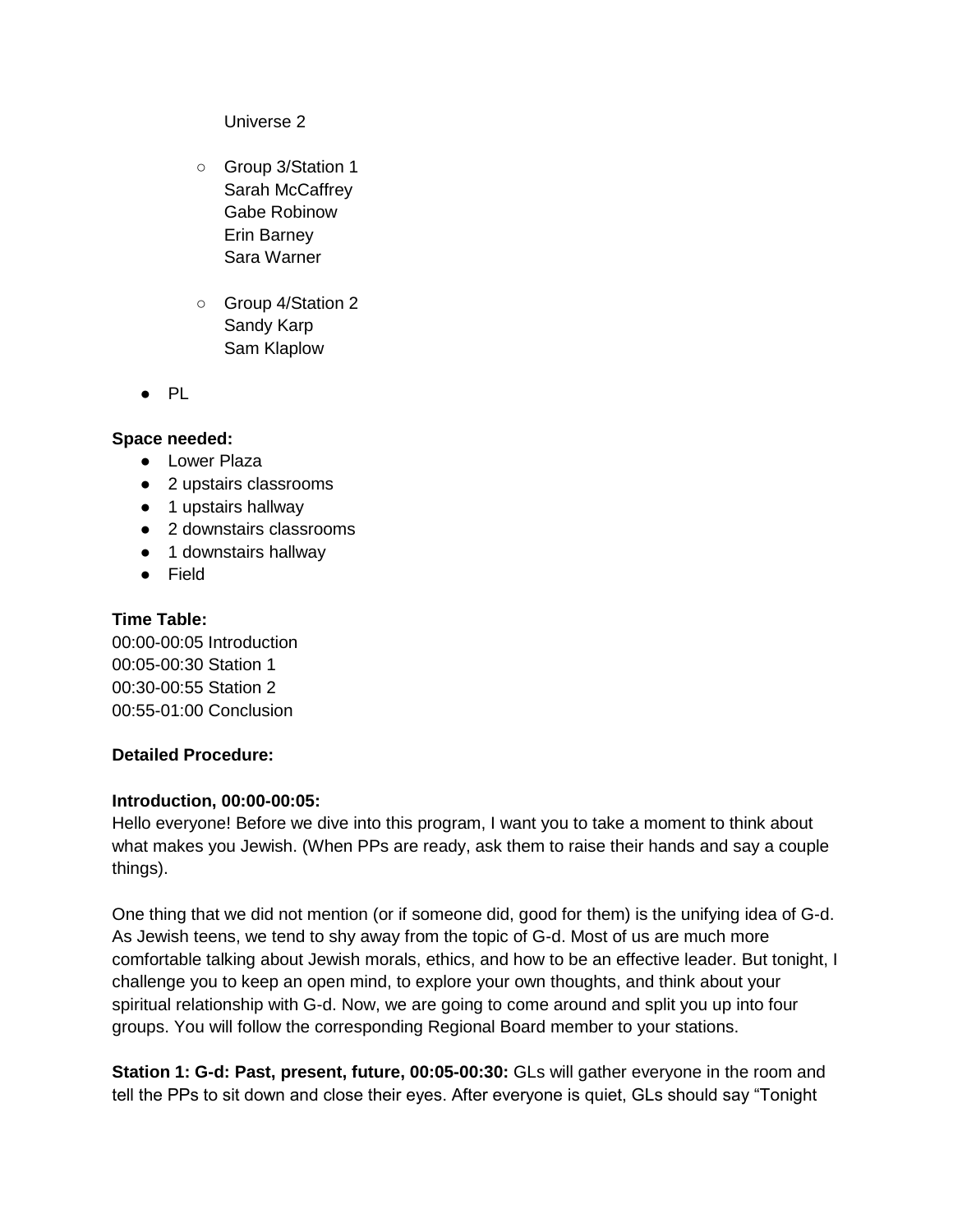Universe 2

- Group 3/Station 1
  Sarah McCaffrey
  Gabe Robinow
  Erin Barney
  Sara Warner

- Group 4/Station 2
  Sandy Karp
  Sam Klaplow

- PL

**Space needed:**

- Lower Plaza
- 2 upstairs classrooms
- 1 upstairs hallway
- 2 downstairs classrooms
- 1 downstairs hallway
- Field

**Time Table:**

00:00-00:05 Introduction
00:05-00:30 Station 1
00:30-00:55 Station 2
00:55-01:00 Conclusion

**Detailed Procedure:**

**Introduction, 00:00-00:05:**

Hello everyone! Before we dive into this program, I want you to take a moment to think about what makes you Jewish. (When PPs are ready, ask them to raise their hands and say a couple things).

One thing that we did not mention (or if someone did, good for them) is the unifying idea of G-d. As Jewish teens, we tend to shy away from the topic of G-d. Most of us are much more comfortable talking about Jewish morals, ethics, and how to be an effective leader. But tonight, I challenge you to keep an open mind, to explore your own thoughts, and think about your spiritual relationship with G-d. Now, we are going to come around and split you up into four groups. You will follow the corresponding Regional Board member to your stations.

**Station 1: G-d: Past, present, future, 00:05-00:30:** GLs will gather everyone in the room and tell the PPs to sit down and close their eyes. After everyone is quiet, GLs should say "Tonight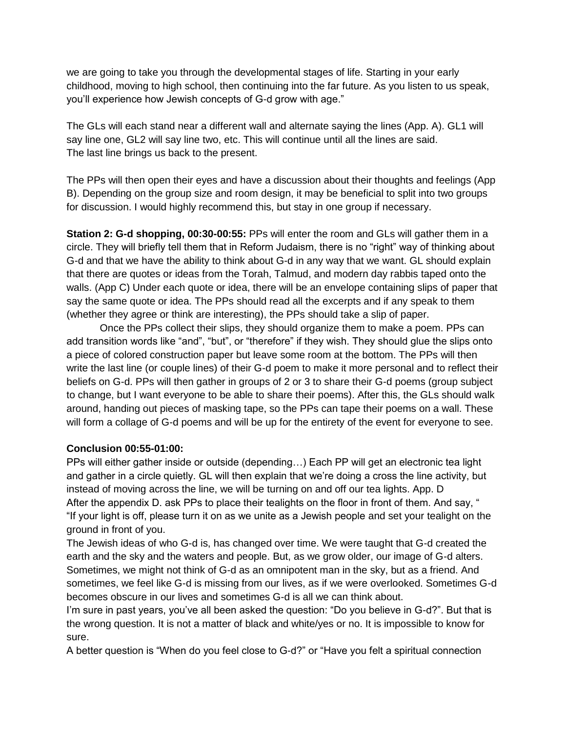we are going to take you through the developmental stages of life. Starting in your early childhood, moving to high school, then continuing into the far future. As you listen to us speak, you'll experience how Jewish concepts of G-d grow with age."

The GLs will each stand near a different wall and alternate saying the lines (App. A). GL1 will say line one, GL2 will say line two, etc. This will continue until all the lines are said.
The last line brings us back to the present.

The PPs will then open their eyes and have a discussion about their thoughts and feelings (App B). Depending on the group size and room design, it may be beneficial to split into two groups for discussion. I would highly recommend this, but stay in one group if necessary.

**Station 2: G-d shopping, 00:30-00:55:** PPs will enter the room and GLs will gather them in a circle. They will briefly tell them that in Reform Judaism, there is no "right" way of thinking about G-d and that we have the ability to think about G-d in any way that we want. GL should explain that there are quotes or ideas from the Torah, Talmud, and modern day rabbis taped onto the walls. (App C) Under each quote or idea, there will be an envelope containing slips of paper that say the same quote or idea. The PPs should read all the excerpts and if any speak to them (whether they agree or think are interesting), the PPs should take a slip of paper.

Once the PPs collect their slips, they should organize them to make a poem. PPs can add transition words like "and", "but", or "therefore" if they wish. They should glue the slips onto a piece of colored construction paper but leave some room at the bottom. The PPs will then write the last line (or couple lines) of their G-d poem to make it more personal and to reflect their beliefs on G-d. PPs will then gather in groups of 2 or 3 to share their G-d poems (group subject to change, but I want everyone to be able to share their poems). After this, the GLs should walk around, handing out pieces of masking tape, so the PPs can tape their poems on a wall. These will form a collage of G-d poems and will be up for the entirety of the event for everyone to see.

**Conclusion 00:55-01:00:**
PPs will either gather inside or outside (depending…) Each PP will get an electronic tea light and gather in a circle quietly. GL will then explain that we're doing a cross the line activity, but instead of moving across the line, we will be turning on and off our tea lights. App. D
After the appendix D. ask PPs to place their tealights on the floor in front of them. And say, "
"If your light is off, please turn it on as we unite as a Jewish people and set your tealight on the ground in front of you.
The Jewish ideas of who G-d is, has changed over time. We were taught that G-d created the earth and the sky and the waters and people. But, as we grow older, our image of G-d alters. Sometimes, we might not think of G-d as an omnipotent man in the sky, but as a friend. And sometimes, we feel like G-d is missing from our lives, as if we were overlooked. Sometimes G-d becomes obscure in our lives and sometimes G-d is all we can think about.
I'm sure in past years, you've all been asked the question: "Do you believe in G-d?". But that is the wrong question. It is not a matter of black and white/yes or no. It is impossible to know for sure.
A better question is "When do you feel close to G-d?" or "Have you felt a spiritual connection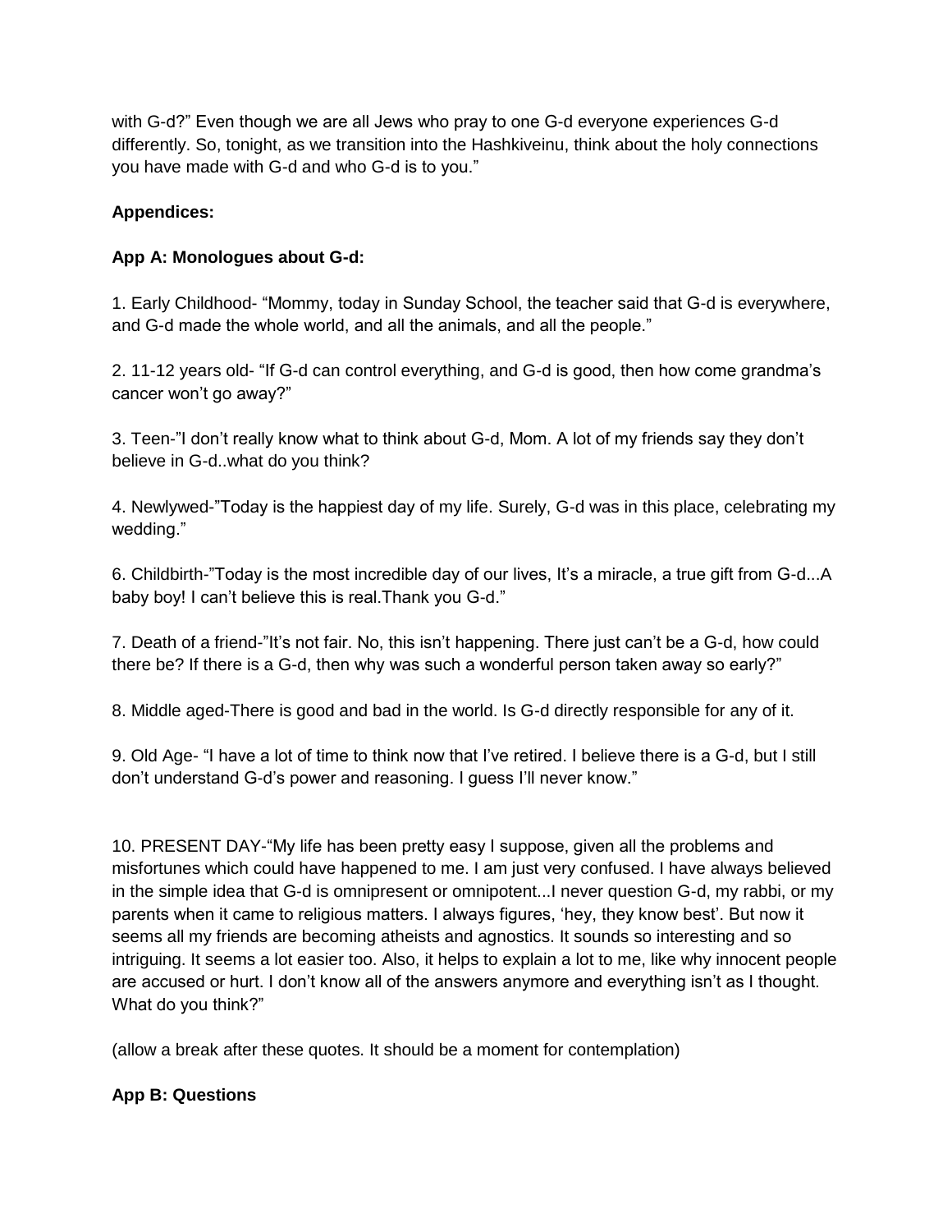with G-d?" Even though we are all Jews who pray to one G-d everyone experiences G-d differently. So, tonight, as we transition into the Hashkiveinu, think about the holy connections you have made with G-d and who G-d is to you."

**Appendices:**

**App A: Monologues about G-d:**

1. Early Childhood- "Mommy, today in Sunday School, the teacher said that G-d is everywhere, and G-d made the whole world, and all the animals, and all the people."

2. 11-12 years old- "If G-d can control everything, and G-d is good, then how come grandma's cancer won't go away?"

3. Teen-"I don't really know what to think about G-d, Mom. A lot of my friends say they don't believe in G-d..what do you think?

4. Newlywed-"Today is the happiest day of my life. Surely, G-d was in this place, celebrating my wedding."

6. Childbirth-"Today is the most incredible day of our lives, It's a miracle, a true gift from G-d...A baby boy! I can't believe this is real.Thank you G-d."

7. Death of a friend-"It's not fair. No, this isn't happening. There just can't be a G-d, how could there be? If there is a G-d, then why was such a wonderful person taken away so early?"

8. Middle aged-There is good and bad in the world. Is G-d directly responsible for any of it.

9. Old Age- "I have a lot of time to think now that I've retired. I believe there is a G-d, but I still don't understand G-d's power and reasoning. I guess I'll never know."

10. PRESENT DAY-"My life has been pretty easy I suppose, given all the problems and misfortunes which could have happened to me. I am just very confused. I have always believed in the simple idea that G-d is omnipresent or omnipotent...I never question G-d, my rabbi, or my parents when it came to religious matters. I always figures, 'hey, they know best'. But now it seems all my friends are becoming atheists and agnostics. It sounds so interesting and so intriguing. It seems a lot easier too. Also, it helps to explain a lot to me, like why innocent people are accused or hurt. I don't know all of the answers anymore and everything isn't as I thought. What do you think?"

(allow a break after these quotes. It should be a moment for contemplation)

**App B: Questions**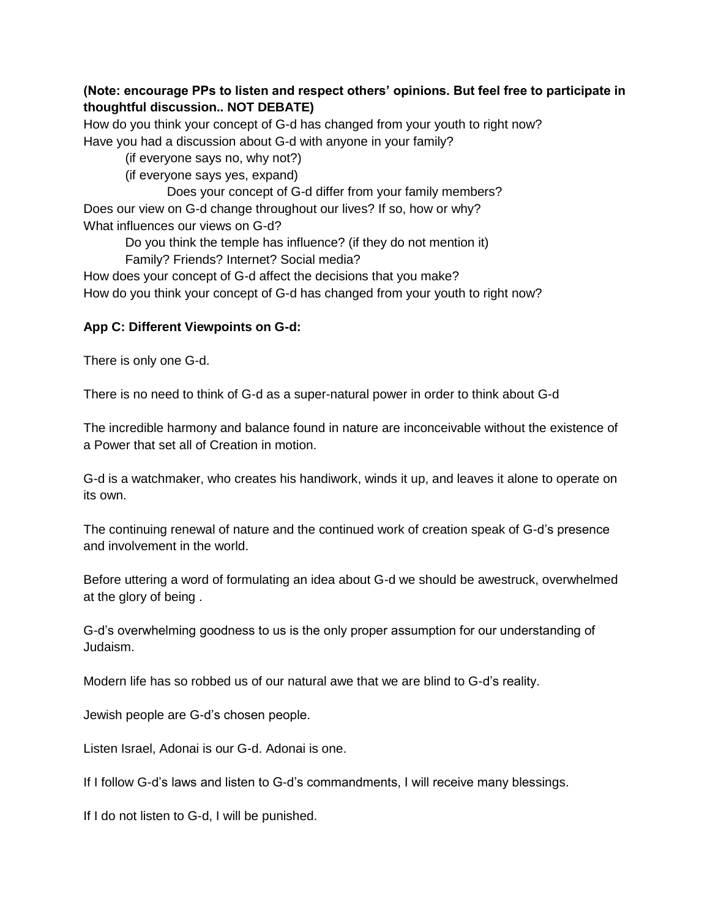**(Note: encourage PPs to listen and respect others' opinions. But feel free to participate in thoughtful discussion.. NOT DEBATE)**

How do you think your concept of G-d has changed from your youth to right now?

Have you had a discussion about G-d with anyone in your family?

- (if everyone says no, why not?)
- (if everyone says yes, expand)
  - Does your concept of G-d differ from your family members?

Does our view on G-d change throughout our lives? If so, how or why?

What influences our views on G-d?

- Do you think the temple has influence? (if they do not mention it)
- Family? Friends? Internet? Social media?

How does your concept of G-d affect the decisions that you make?

How do you think your concept of G-d has changed from your youth to right now?

**App C: Different Viewpoints on G-d:**

There is only one G-d.

There is no need to think of G-d as a super-natural power in order to think about G-d

The incredible harmony and balance found in nature are inconceivable without the existence of a Power that set all of Creation in motion.

G-d is a watchmaker, who creates his handiwork, winds it up, and leaves it alone to operate on its own.

The continuing renewal of nature and the continued work of creation speak of G-d's presence and involvement in the world.

Before uttering a word of formulating an idea about G-d we should be awestruck, overwhelmed at the glory of being .

G-d's overwhelming goodness to us is the only proper assumption for our understanding of Judaism.

Modern life has so robbed us of our natural awe that we are blind to G-d's reality.

Jewish people are G-d's chosen people.

Listen Israel, Adonai is our G-d. Adonai is one.

If I follow G-d's laws and listen to G-d's commandments, I will receive many blessings.

If I do not listen to G-d, I will be punished.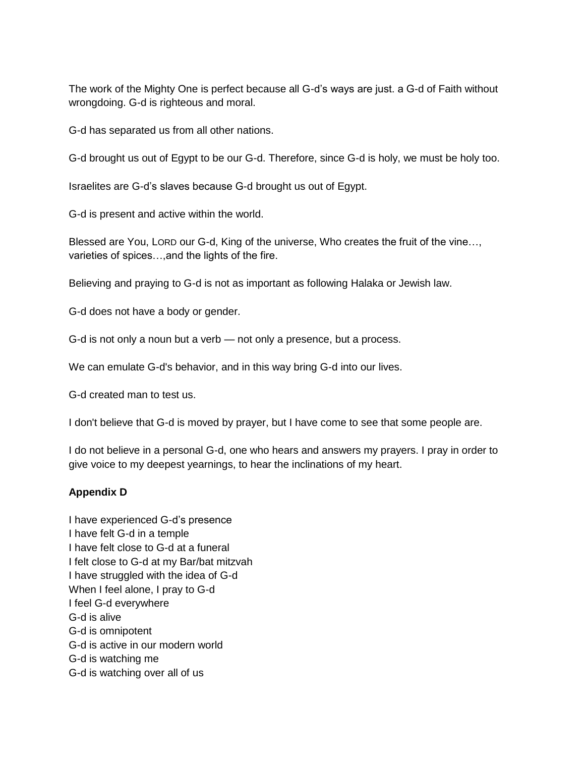The work of the Mighty One is perfect because all G-d's ways are just. a G-d of Faith without wrongdoing. G-d is righteous and moral.

G-d has separated us from all other nations.

G-d brought us out of Egypt to be our G-d. Therefore, since G-d is holy, we must be holy too.

Israelites are G-d's slaves because G-d brought us out of Egypt.

G-d is present and active within the world.

Blessed are You, LORD our G-d, King of the universe, Who creates the fruit of the vine…, varieties of spices…,and the lights of the fire.

Believing and praying to G-d is not as important as following Halaka or Jewish law.

G-d does not have a body or gender.

G-d is not only a noun but a verb — not only a presence, but a process.

We can emulate G-d's behavior, and in this way bring G-d into our lives.

G-d created man to test us.

I don't believe that G-d is moved by prayer, but I have come to see that some people are.

I do not believe in a personal G-d, one who hears and answers my prayers. I pray in order to give voice to my deepest yearnings, to hear the inclinations of my heart.

**Appendix D**

I have experienced G-d's presence
I have felt G-d in a temple
I have felt close to G-d at a funeral
I felt close to G-d at my Bar/bat mitzvah
I have struggled with the idea of G-d
When I feel alone, I pray to G-d
I feel G-d everywhere
G-d is alive
G-d is omnipotent
G-d is active in our modern world
G-d is watching me
G-d is watching over all of us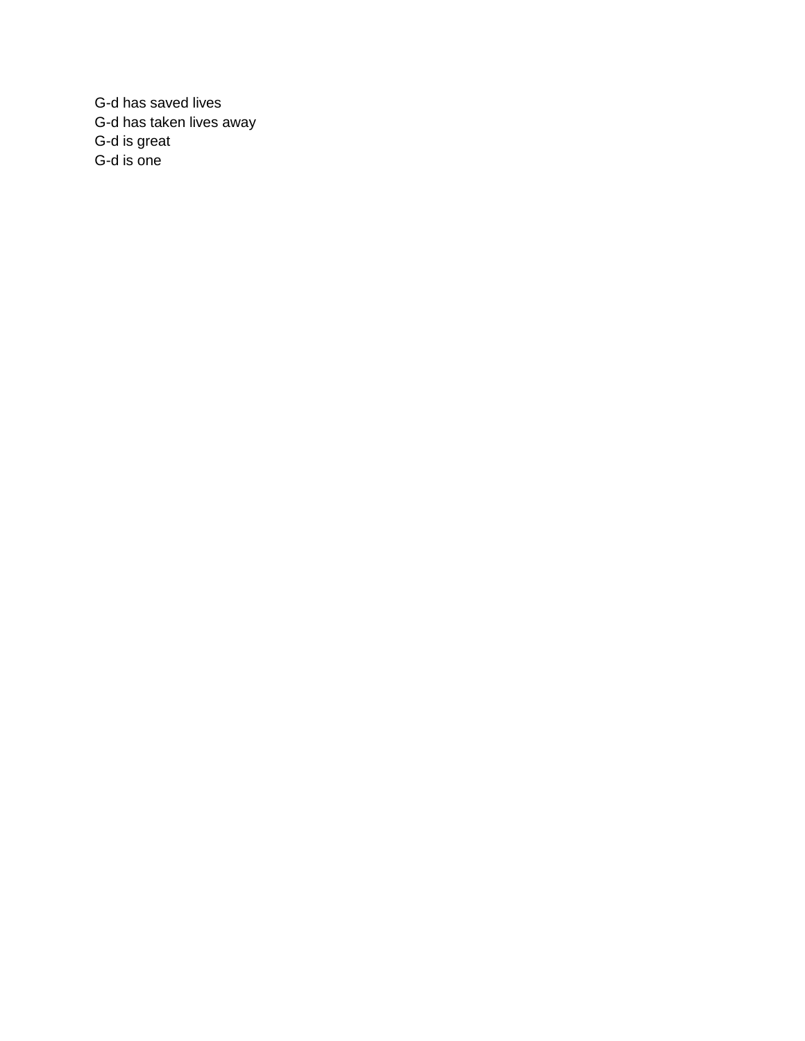G-d has saved lives
G-d has taken lives away
G-d is great
G-d is one